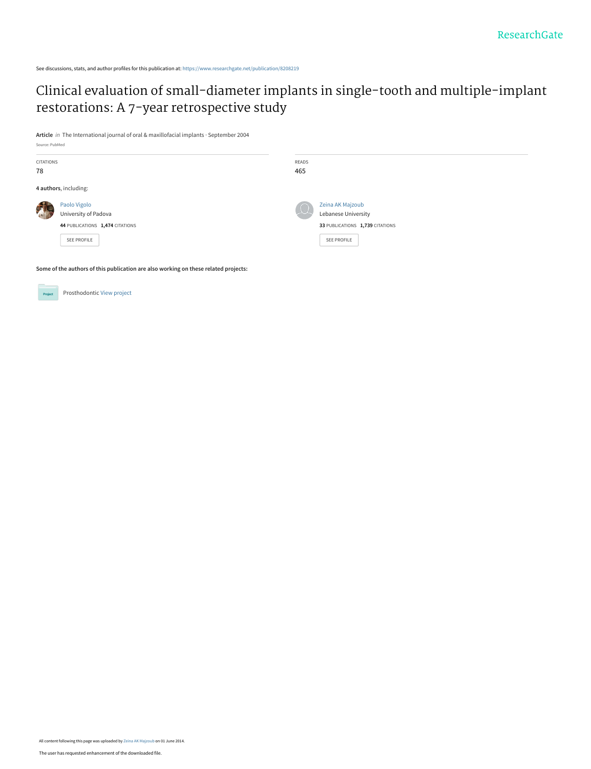See discussions, stats, and author profiles for this publication at: https://www.researchgate.net/publication/8208219

# Clinical evaluation of small-diameter implants in single-tooth and multiple-implant restorations: A 7-year retrospective study

**Article** *in* The International journal of oral & maxillofacial implants · September 2004

Source: PubMed

CITATIONS
78

READS
465

**4 authors**, including:

Paolo Vigolo
University of Padova
**44** PUBLICATIONS **1,474** CITATIONS

SEE PROFILE

Zeina AK Majzoub
Lebanese University
**33** PUBLICATIONS **1,739** CITATIONS

SEE PROFILE

**Some of the authors of this publication are also working on these related projects:**

Prosthodontic View project

All content following this page was uploaded by Zeina AK Majzoub on 01 June 2014.

The user has requested enhancement of the downloaded file.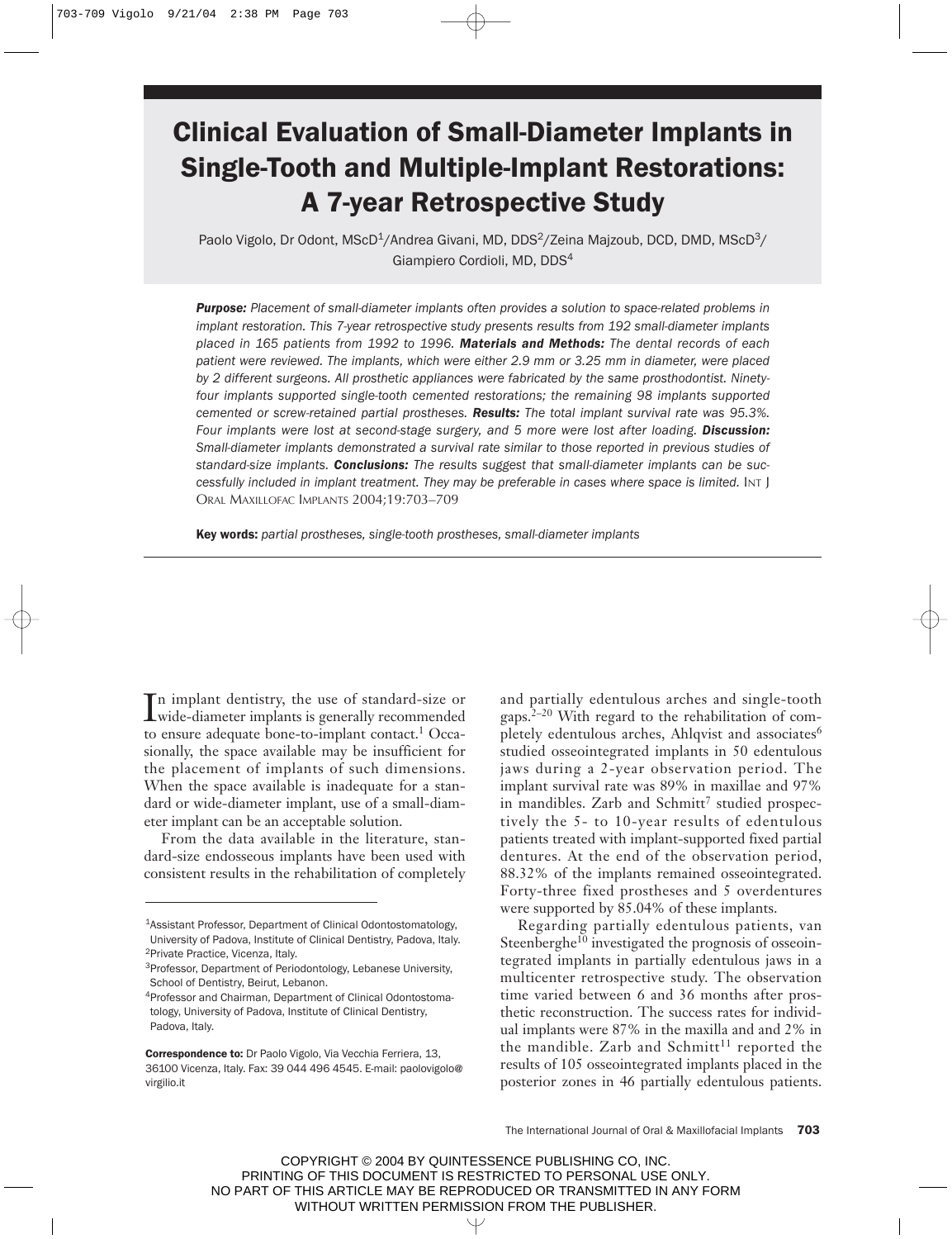# Clinical Evaluation of Small-Diameter Implants in Single-Tooth and Multiple-Implant Restorations: A 7-year Retrospective Study

Paolo Vigolo, Dr Odont, MScD[1]/Andrea Givani, MD, DDS[2]/Zeina Majzoub, DCD, DMD, MScD[3]/Giampiero Cordioli, MD, DDS[4]

***Purpose:*** *Placement of small-diameter implants often provides a solution to space-related problems in implant restoration. This 7-year retrospective study presents results from 192 small-diameter implants placed in 165 patients from 1992 to 1996.* ***Materials and Methods:*** *The dental records of each patient were reviewed. The implants, which were either 2.9 mm or 3.25 mm in diameter, were placed by 2 different surgeons. All prosthetic appliances were fabricated by the same prosthodontist. Ninety-four implants supported single-tooth cemented restorations; the remaining 98 implants supported cemented or screw-retained partial prostheses.* ***Results:*** *The total implant survival rate was 95.3%. Four implants were lost at second-stage surgery, and 5 more were lost after loading.* ***Discussion:*** *Small-diameter implants demonstrated a survival rate similar to those reported in previous studies of standard-size implants.* ***Conclusions:*** *The results suggest that small-diameter implants can be successfully included in implant treatment. They may be preferable in cases where space is limited.* INT J ORAL MAXILLOFAC IMPLANTS 2004;19:703–709

**Key words:** *partial prostheses, single-tooth prostheses, small-diameter implants*

---

In implant dentistry, the use of standard-size or wide-diameter implants is generally recommended to ensure adequate bone-to-implant contact.[1] Occasionally, the space available may be insufficient for the placement of implants of such dimensions. When the space available is inadequate for a standard or wide-diameter implant, use of a small-diameter implant can be an acceptable solution.

From the data available in the literature, standard-size endosseous implants have been used with consistent results in the rehabilitation of completely and partially edentulous arches and single-tooth gaps.[2–20] With regard to the rehabilitation of completely edentulous arches, Ahlqvist and associates[6] studied osseointegrated implants in 50 edentulous jaws during a 2-year observation period. The implant survival rate was 89% in maxillae and 97% in mandibles. Zarb and Schmitt[7] studied prospectively the 5- to 10-year results of edentulous patients treated with implant-supported fixed partial dentures. At the end of the observation period, 88.32% of the implants remained osseointegrated. Forty-three fixed prostheses and 5 overdentures were supported by 85.04% of these implants.

Regarding partially edentulous patients, van Steenberghe[10] investigated the prognosis of osseointegrated implants in partially edentulous jaws in a multicenter retrospective study. The observation time varied between 6 and 36 months after prosthetic reconstruction. The success rates for individual implants were 87% in the maxilla and and 2% in the mandible. Zarb and Schmitt[11] reported the results of 105 osseointegrated implants placed in the posterior zones in 46 partially edentulous patients.

---

[1]Assistant Professor, Department of Clinical Odontostomatology, University of Padova, Institute of Clinical Dentistry, Padova, Italy.
[2]Private Practice, Vicenza, Italy.
[3]Professor, Department of Periodontology, Lebanese University, School of Dentistry, Beirut, Lebanon.
[4]Professor and Chairman, Department of Clinical Odontostomatology, University of Padova, Institute of Clinical Dentistry, Padova, Italy.

**Correspondence to:** Dr Paolo Vigolo, Via Vecchia Ferriera, 13, 36100 Vicenza, Italy. Fax: 39 044 496 4545. E-mail: paolovigolo@virgilio.it

COPYRIGHT © 2004 BY QUINTESSENCE PUBLISHING CO, INC. PRINTING OF THIS DOCUMENT IS RESTRICTED TO PERSONAL USE ONLY. NO PART OF THIS ARTICLE MAY BE REPRODUCED OR TRANSMITTED IN ANY FORM WITHOUT WRITTEN PERMISSION FROM THE PUBLISHER.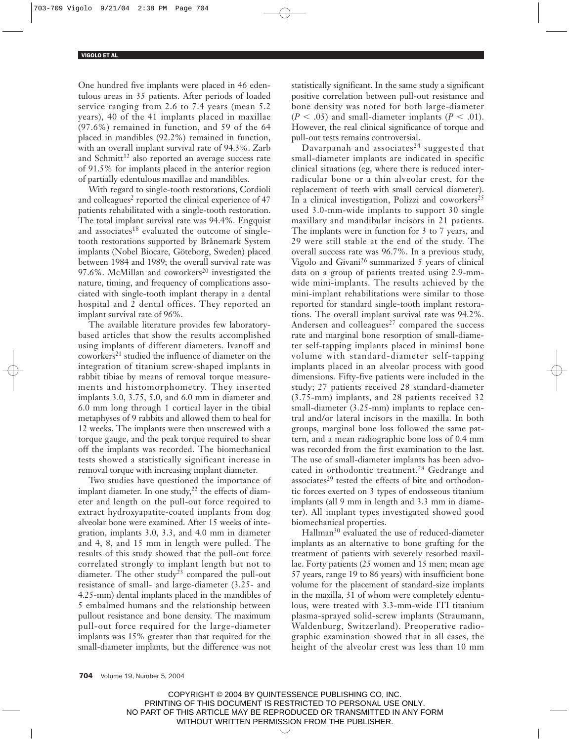One hundred five implants were placed in 46 edentulous areas in 35 patients. After periods of loaded service ranging from 2.6 to 7.4 years (mean 5.2 years), 40 of the 41 implants placed in maxillae (97.6%) remained in function, and 59 of the 64 placed in mandibles (92.2%) remained in function, with an overall implant survival rate of 94.3%. Zarb and Schmitt[12] also reported an average success rate of 91.5% for implants placed in the anterior region of partially edentulous maxillae and mandibles.

With regard to single-tooth restorations, Cordioli and colleagues[2] reported the clinical experience of 47 patients rehabilitated with a single-tooth restoration. The total implant survival rate was 94.4%. Engquist and associates[18] evaluated the outcome of single-tooth restorations supported by Brånemark System implants (Nobel Biocare, Göteborg, Sweden) placed between 1984 and 1989; the overall survival rate was 97.6%. McMillan and coworkers[20] investigated the nature, timing, and frequency of complications associated with single-tooth implant therapy in a dental hospital and 2 dental offices. They reported an implant survival rate of 96%.

The available literature provides few laboratory-based articles that show the results accomplished using implants of different diameters. Ivanoff and coworkers[21] studied the influence of diameter on the integration of titanium screw-shaped implants in rabbit tibiae by means of removal torque measurements and histomorphometry. They inserted implants 3.0, 3.75, 5.0, and 6.0 mm in diameter and 6.0 mm long through 1 cortical layer in the tibial metaphyses of 9 rabbits and allowed them to heal for 12 weeks. The implants were then unscrewed with a torque gauge, and the peak torque required to shear off the implants was recorded. The biomechanical tests showed a statistically significant increase in removal torque with increasing implant diameter.

Two studies have questioned the importance of implant diameter. In one study,[22] the effects of diameter and length on the pull-out force required to extract hydroxyapatite-coated implants from dog alveolar bone were examined. After 15 weeks of integration, implants 3.0, 3.3, and 4.0 mm in diameter and 4, 8, and 15 mm in length were pulled. The results of this study showed that the pull-out force correlated strongly to implant length but not to diameter. The other study[23] compared the pull-out resistance of small- and large-diameter (3.25- and 4.25-mm) dental implants placed in the mandibles of 5 embalmed humans and the relationship between pullout resistance and bone density. The maximum pull-out force required for the large-diameter implants was 15% greater than that required for the small-diameter implants, but the difference was not statistically significant. In the same study a significant positive correlation between pull-out resistance and bone density was noted for both large-diameter ($P < .05$) and small-diameter implants ($P < .01$). However, the real clinical significance of torque and pull-out tests remains controversial.

Davarpanah and associates[24] suggested that small-diameter implants are indicated in specific clinical situations (eg, where there is reduced interradicular bone or a thin alveolar crest, for the replacement of teeth with small cervical diameter). In a clinical investigation, Polizzi and coworkers[25] used 3.0-mm-wide implants to support 30 single maxillary and mandibular incisors in 21 patients. The implants were in function for 3 to 7 years, and 29 were still stable at the end of the study. The overall success rate was 96.7%. In a previous study, Vigolo and Givani[26] summarized 5 years of clinical data on a group of patients treated using 2.9-mm-wide mini-implants. The results achieved by the mini-implant rehabilitations were similar to those reported for standard single-tooth implant restorations. The overall implant survival rate was 94.2%. Andersen and colleagues[27] compared the success rate and marginal bone resorption of small-diameter self-tapping implants placed in minimal bone volume with standard-diameter self-tapping implants placed in an alveolar process with good dimensions. Fifty-five patients were included in the study; 27 patients received 28 standard-diameter (3.75-mm) implants, and 28 patients received 32 small-diameter (3.25-mm) implants to replace central and/or lateral incisors in the maxilla. In both groups, marginal bone loss followed the same pattern, and a mean radiographic bone loss of 0.4 mm was recorded from the first examination to the last. The use of small-diameter implants has been advocated in orthodontic treatment.[28] Gedrange and associates[29] tested the effects of bite and orthodontic forces exerted on 3 types of endosseous titanium implants (all 9 mm in length and 3.3 mm in diameter). All implant types investigated showed good biomechanical properties.

Hallman[30] evaluated the use of reduced-diameter implants as an alternative to bone grafting for the treatment of patients with severely resorbed maxillae. Forty patients (25 women and 15 men; mean age 57 years, range 19 to 86 years) with insufficient bone volume for the placement of standard-size implants in the maxilla, 31 of whom were completely edentulous, were treated with 3.3-mm-wide ITI titanium plasma-sprayed solid-screw implants (Straumann, Waldenburg, Switzerland). Preoperative radiographic examination showed that in all cases, the height of the alveolar crest was less than 10 mm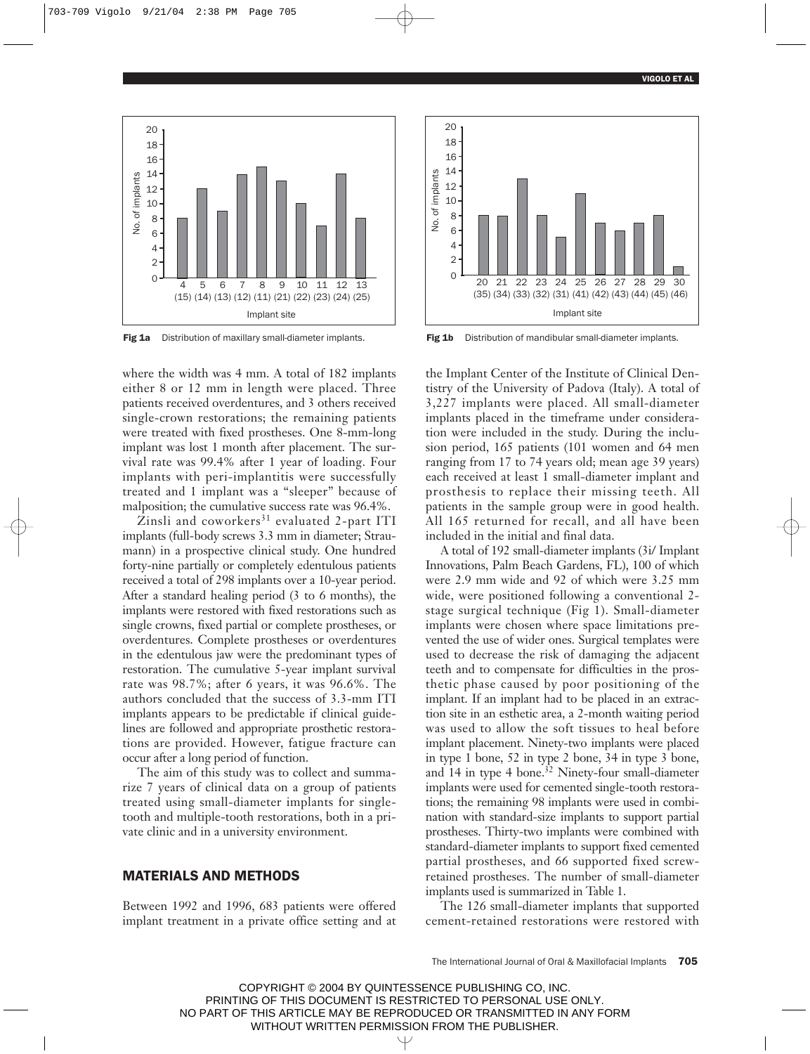Fig 1a Distribution of maxillary small-diameter implants.

Fig 1b Distribution of mandibular small-diameter implants.

where the width was 4 mm. A total of 182 implants either 8 or 12 mm in length were placed. Three patients received overdentures, and 3 others received single-crown restorations; the remaining patients were treated with fixed prostheses. One 8-mm-long implant was lost 1 month after placement. The survival rate was 99.4% after 1 year of loading. Four implants with peri-implantitis were successfully treated and 1 implant was a "sleeper" because of malposition; the cumulative success rate was 96.4%.

Zinsli and coworkers[31] evaluated 2-part ITI implants (full-body screws 3.3 mm in diameter; Straumann) in a prospective clinical study. One hundred forty-nine partially or completely edentulous patients received a total of 298 implants over a 10-year period. After a standard healing period (3 to 6 months), the implants were restored with fixed restorations such as single crowns, fixed partial or complete prostheses, or overdentures. Complete prostheses or overdentures in the edentulous jaw were the predominant types of restoration. The cumulative 5-year implant survival rate was 98.7%; after 6 years, it was 96.6%. The authors concluded that the success of 3.3-mm ITI implants appears to be predictable if clinical guidelines are followed and appropriate prosthetic restorations are provided. However, fatigue fracture can occur after a long period of function.

The aim of this study was to collect and summarize 7 years of clinical data on a group of patients treated using small-diameter implants for single-tooth and multiple-tooth restorations, both in a private clinic and in a university environment.

## MATERIALS AND METHODS

Between 1992 and 1996, 683 patients were offered implant treatment in a private office setting and at the Implant Center of the Institute of Clinical Dentistry of the University of Padova (Italy). A total of 3,227 implants were placed. All small-diameter implants placed in the timeframe under consideration were included in the study. During the inclusion period, 165 patients (101 women and 64 men ranging from 17 to 74 years old; mean age 39 years) each received at least 1 small-diameter implant and prosthesis to replace their missing teeth. All patients in the sample group were in good health. All 165 returned for recall, and all have been included in the initial and final data.

A total of 192 small-diameter implants (3i/ Implant Innovations, Palm Beach Gardens, FL), 100 of which were 2.9 mm wide and 92 of which were 3.25 mm wide, were positioned following a conventional 2-stage surgical technique (Fig 1). Small-diameter implants were chosen where space limitations prevented the use of wider ones. Surgical templates were used to decrease the risk of damaging the adjacent teeth and to compensate for difficulties in the prosthetic phase caused by poor positioning of the implant. If an implant had to be placed in an extraction site in an esthetic area, a 2-month waiting period was used to allow the soft tissues to heal before implant placement. Ninety-two implants were placed in type 1 bone, 52 in type 2 bone, 34 in type 3 bone, and 14 in type 4 bone.[32] Ninety-four small-diameter implants were used for cemented single-tooth restorations; the remaining 98 implants were used in combination with standard-size implants to support partial prostheses. Thirty-two implants were combined with standard-diameter implants to support fixed cemented partial prostheses, and 66 supported fixed screw-retained prostheses. The number of small-diameter implants used is summarized in Table 1.

The 126 small-diameter implants that supported cement-retained restorations were restored with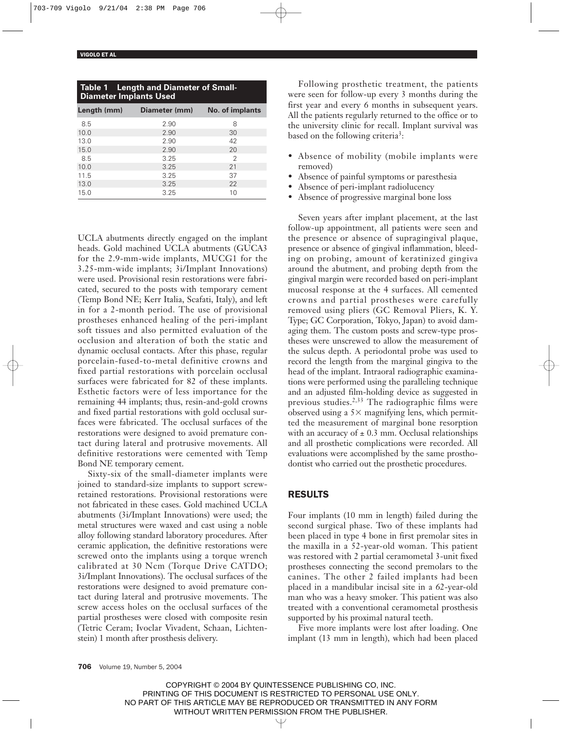**Table 1 Length and Diameter of Small-Diameter Implants Used**

| Length (mm) | Diameter (mm) | No. of implants |
|---|---|---|
| 8.5 | 2.90 | 8 |
| 10.0 | 2.90 | 30 |
| 13.0 | 2.90 | 42 |
| 15.0 | 2.90 | 20 |
| 8.5 | 3.25 | 2 |
| 10.0 | 3.25 | 21 |
| 11.5 | 3.25 | 37 |
| 13.0 | 3.25 | 22 |
| 15.0 | 3.25 | 10 |

UCLA abutments directly engaged on the implant heads. Gold machined UCLA abutments (GUCA3 for the 2.9-mm-wide implants, MUCG1 for the 3.25-mm-wide implants; 3i/Implant Innovations) were used. Provisional resin restorations were fabricated, secured to the posts with temporary cement (Temp Bond NE; Kerr Italia, Scafati, Italy), and left in for a 2-month period. The use of provisional prostheses enhanced healing of the peri-implant soft tissues and also permitted evaluation of the occlusion and alteration of both the static and dynamic occlusal contacts. After this phase, regular porcelain-fused-to-metal definitive crowns and fixed partial restorations with porcelain occlusal surfaces were fabricated for 82 of these implants. Esthetic factors were of less importance for the remaining 44 implants; thus, resin-and-gold crowns and fixed partial restorations with gold occlusal surfaces were fabricated. The occlusal surfaces of the restorations were designed to avoid premature contact during lateral and protrusive movements. All definitive restorations were cemented with Temp Bond NE temporary cement.

Sixty-six of the small-diameter implants were joined to standard-size implants to support screw-retained restorations. Provisional restorations were not fabricated in these cases. Gold machined UCLA abutments (3i/Implant Innovations) were used; the metal structures were waxed and cast using a noble alloy following standard laboratory procedures. After ceramic application, the definitive restorations were screwed onto the implants using a torque wrench calibrated at 30 Ncm (Torque Drive CATDO; 3i/Implant Innovations). The occlusal surfaces of the restorations were designed to avoid premature contact during lateral and protrusive movements. The screw access holes on the occlusal surfaces of the partial prostheses were closed with composite resin (Tetric Ceram; Ivoclar Vivadent, Schaan, Lichtenstein) 1 month after prosthesis delivery.

Following prosthetic treatment, the patients were seen for follow-up every 3 months during the first year and every 6 months in subsequent years. All the patients regularly returned to the office or to the university clinic for recall. Implant survival was based on the following criteria[3]:

- Absence of mobility (mobile implants were removed)
- Absence of painful symptoms or paresthesia
- Absence of peri-implant radiolucency
- Absence of progressive marginal bone loss

Seven years after implant placement, at the last follow-up appointment, all patients were seen and the presence or absence of supragingival plaque, presence or absence of gingival inflammation, bleeding on probing, amount of keratinized gingiva around the abutment, and probing depth from the gingival margin were recorded based on peri-implant mucosal response at the 4 surfaces. All cemented crowns and partial prostheses were carefully removed using pliers (GC Removal Pliers, K. Y. Type; GC Corporation, Tokyo, Japan) to avoid damaging them. The custom posts and screw-type prostheses were unscrewed to allow the measurement of the sulcus depth. A periodontal probe was used to record the length from the marginal gingiva to the head of the implant. Intraoral radiographic examinations were performed using the paralleling technique and an adjusted film-holding device as suggested in previous studies.[2,33] The radiographic films were observed using a 5× magnifying lens, which permitted the measurement of marginal bone resorption with an accuracy of ± 0.3 mm. Occlusal relationships and all prosthetic complications were recorded. All evaluations were accomplished by the same prosthodontist who carried out the prosthetic procedures.

## RESULTS

Four implants (10 mm in length) failed during the second surgical phase. Two of these implants had been placed in type 4 bone in first premolar sites in the maxilla in a 52-year-old woman. This patient was restored with 2 partial ceramometal 3-unit fixed prostheses connecting the second premolars to the canines. The other 2 failed implants had been placed in a mandibular incisal site in a 62-year-old man who was a heavy smoker. This patient was also treated with a conventional ceramometal prosthesis supported by his proximal natural teeth.

Five more implants were lost after loading. One implant (13 mm in length), which had been placed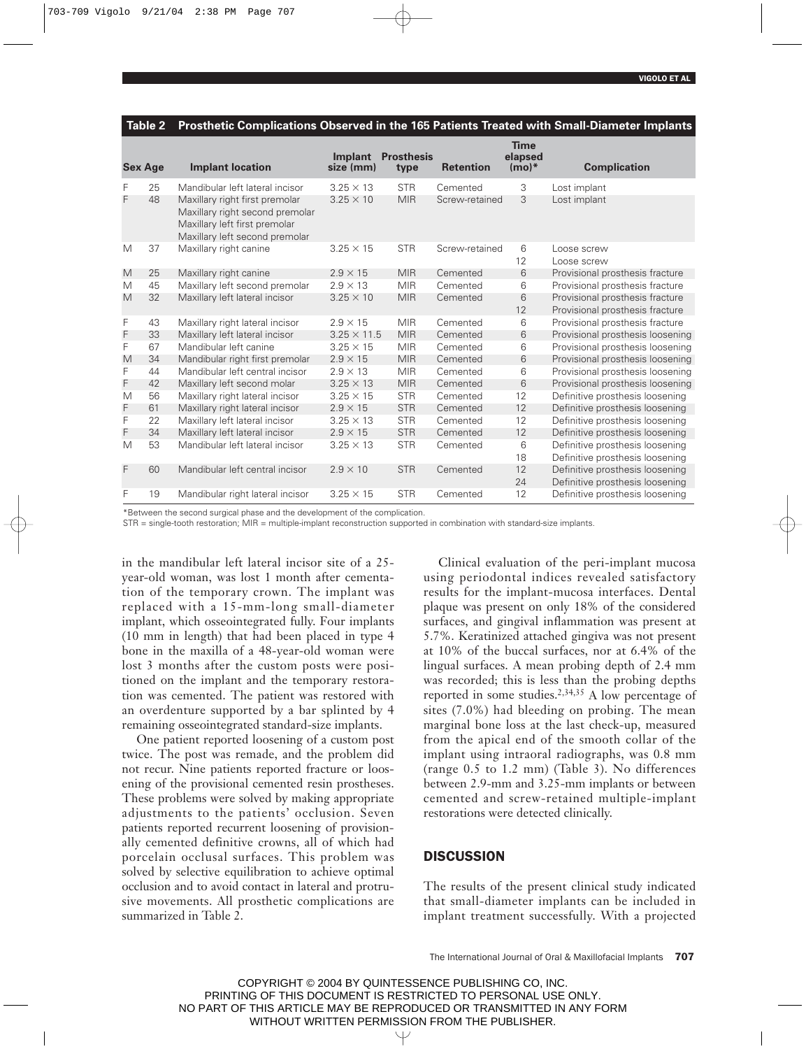**Table 2 Prosthetic Complications Observed in the 165 Patients Treated with Small-Diameter Implants**

| Sex | Age | Implant location | Implant size (mm) | Prosthesis type | Retention | Time elapsed (mo)* | Complication |
|---|---|---|---|---|---|---|---|
| F | 25 | Mandibular left lateral incisor | 3.25 × 13 | STR | Cemented | 3 | Lost implant |
| F | 48 | Maxillary right first premolar<br>Maxillary right second premolar<br>Maxillary left first premolar<br>Maxillary left second premolar | 3.25 × 10 | MIR | Screw-retained | 3 | Lost implant |
| M | 37 | Maxillary right canine | 3.25 × 15 | STR | Screw-retained | 6<br>12 | Loose screw<br>Loose screw |
| M | 25 | Maxillary right canine | 2.9 × 15 | MIR | Cemented | 6 | Provisional prosthesis fracture |
| M | 45 | Maxillary left second premolar | 2.9 × 13 | MIR | Cemented | 6 | Provisional prosthesis fracture |
| M | 32 | Maxillary left lateral incisor | 3.25 × 10 | MIR | Cemented | 6<br>12 | Provisional prosthesis fracture<br>Provisional prosthesis fracture |
| F | 43 | Maxillary right lateral incisor | 2.9 × 15 | MIR | Cemented | 6 | Provisional prosthesis fracture |
| F | 33 | Maxillary left lateral incisor | 3.25 × 11.5 | MIR | Cemented | 6 | Provisional prosthesis loosening |
| F | 67 | Mandibular left canine | 3.25 × 15 | MIR | Cemented | 6 | Provisional prosthesis loosening |
| M | 34 | Mandibular right first premolar | 2.9 × 15 | MIR | Cemented | 6 | Provisional prosthesis loosening |
| F | 44 | Mandibular left central incisor | 2.9 × 13 | MIR | Cemented | 6 | Provisional prosthesis loosening |
| F | 42 | Maxillary left second molar | 3.25 × 13 | MIR | Cemented | 6 | Provisional prosthesis loosening |
| M | 56 | Maxillary right lateral incisor | 3.25 × 15 | STR | Cemented | 12 | Definitive prosthesis loosening |
| F | 61 | Maxillary right lateral incisor | 2.9 × 15 | STR | Cemented | 12 | Definitive prosthesis loosening |
| F | 22 | Maxillary left lateral incisor | 3.25 × 13 | STR | Cemented | 12 | Definitive prosthesis loosening |
| F | 34 | Maxillary left lateral incisor | 2.9 × 15 | STR | Cemented | 12 | Definitive prosthesis loosening |
| M | 53 | Mandibular left lateral incisor | 3.25 × 13 | STR | Cemented | 6<br>18 | Definitive prosthesis loosening<br>Definitive prosthesis loosening |
| F | 60 | Mandibular left central incisor | 2.9 × 10 | STR | Cemented | 12<br>24 | Definitive prosthesis loosening<br>Definitive prosthesis loosening |
| F | 19 | Mandibular right lateral incisor | 3.25 × 15 | STR | Cemented | 12 | Definitive prosthesis loosening |

*Between the second surgical phase and the development of the complication.
STR = single-tooth restoration; MIR = multiple-implant reconstruction supported in combination with standard-size implants.

in the mandibular left lateral incisor site of a 25-year-old woman, was lost 1 month after cementation of the temporary crown. The implant was replaced with a 15-mm-long small-diameter implant, which osseointegrated fully. Four implants (10 mm in length) that had been placed in type 4 bone in the maxilla of a 48-year-old woman were lost 3 months after the custom posts were positioned on the implant and the temporary restoration was cemented. The patient was restored with an overdenture supported by a bar splinted by 4 remaining osseointegrated standard-size implants.

One patient reported loosening of a custom post twice. The post was remade, and the problem did not recur. Nine patients reported fracture or loosening of the provisional cemented resin prostheses. These problems were solved by making appropriate adjustments to the patients' occlusion. Seven patients reported recurrent loosening of provisionally cemented definitive crowns, all of which had porcelain occlusal surfaces. This problem was solved by selective equilibration to achieve optimal occlusion and to avoid contact in lateral and protrusive movements. All prosthetic complications are summarized in Table 2.

Clinical evaluation of the peri-implant mucosa using periodontal indices revealed satisfactory results for the implant-mucosa interfaces. Dental plaque was present on only 18% of the considered surfaces, and gingival inflammation was present at 5.7%. Keratinized attached gingiva was not present at 10% of the buccal surfaces, nor at 6.4% of the lingual surfaces. A mean probing depth of 2.4 mm was recorded; this is less than the probing depths reported in some studies.[2,34,35] A low percentage of sites (7.0%) had bleeding on probing. The mean marginal bone loss at the last check-up, measured from the apical end of the smooth collar of the implant using intraoral radiographs, was 0.8 mm (range 0.5 to 1.2 mm) (Table 3). No differences between 2.9-mm and 3.25-mm implants or between cemented and screw-retained multiple-implant restorations were detected clinically.

## DISCUSSION

The results of the present clinical study indicated that small-diameter implants can be included in implant treatment successfully. With a projected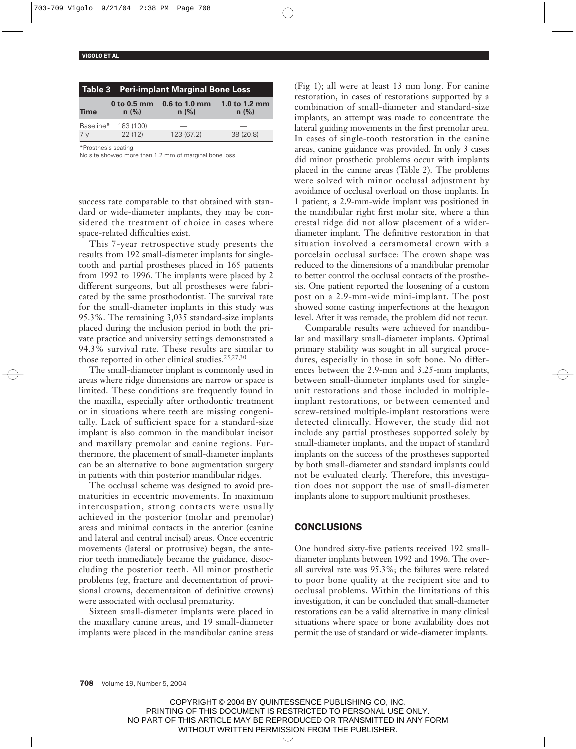**Table 3 Peri-implant Marginal Bone Loss**

| Time | 0 to 0.5 mm n (%) | 0.6 to 1.0 mm n (%) | 1.0 to 1.2 mm n (%) |
|---|---|---|---|
| Baseline* | 183 (100) | — | — |
| 7 y | 22 (12) | 123 (67.2) | 38 (20.8) |

*Prosthesis seating.
No site showed more than 1.2 mm of marginal bone loss.

success rate comparable to that obtained with standard or wide-diameter implants, they may be considered the treatment of choice in cases where space-related difficulties exist.

This 7-year retrospective study presents the results from 192 small-diameter implants for single-tooth and partial prostheses placed in 165 patients from 1992 to 1996. The implants were placed by 2 different surgeons, but all prostheses were fabricated by the same prosthodontist. The survival rate for the small-diameter implants in this study was 95.3%. The remaining 3,035 standard-size implants placed during the inclusion period in both the private practice and university settings demonstrated a 94.3% survival rate. These results are similar to those reported in other clinical studies.[25,27,30]

The small-diameter implant is commonly used in areas where ridge dimensions are narrow or space is limited. These conditions are frequently found in the maxilla, especially after orthodontic treatment or in situations where teeth are missing congenitally. Lack of sufficient space for a standard-size implant is also common in the mandibular incisor and maxillary premolar and canine regions. Furthermore, the placement of small-diameter implants can be an alternative to bone augmentation surgery in patients with thin posterior mandibular ridges.

The occlusal scheme was designed to avoid prematurities in eccentric movements. In maximum intercuspation, strong contacts were usually achieved in the posterior (molar and premolar) areas and minimal contacts in the anterior (canine and lateral and central incisal) areas. Once eccentric movements (lateral or protrusive) began, the anterior teeth immediately became the guidance, disoccluding the posterior teeth. All minor prosthetic problems (eg, fracture and decementation of provisional crowns, decementaiton of definitive crowns) were associated with occlusal prematurity.

Sixteen small-diameter implants were placed in the maxillary canine areas, and 19 small-diameter implants were placed in the mandibular canine areas (Fig 1); all were at least 13 mm long. For canine restoration, in cases of restorations supported by a combination of small-diameter and standard-size implants, an attempt was made to concentrate the lateral guiding movements in the first premolar area. In cases of single-tooth restoration in the canine areas, canine guidance was provided. In only 3 cases did minor prosthetic problems occur with implants placed in the canine areas (Table 2). The problems were solved with minor occlusal adjustment by avoidance of occlusal overload on those implants. In 1 patient, a 2.9-mm-wide implant was positioned in the mandibular right first molar site, where a thin crestal ridge did not allow placement of a wider-diameter implant. The definitive restoration in that situation involved a ceramometal crown with a porcelain occlusal surface: The crown shape was reduced to the dimensions of a mandibular premolar to better control the occlusal contacts of the prosthesis. One patient reported the loosening of a custom post on a 2.9-mm-wide mini-implant. The post showed some casting imperfections at the hexagon level. After it was remade, the problem did not recur.

Comparable results were achieved for mandibular and maxillary small-diameter implants. Optimal primary stability was sought in all surgical procedures, especially in those in soft bone. No differences between the 2.9-mm and 3.25-mm implants, between small-diameter implants used for single-unit restorations and those included in multiple-implant restorations, or between cemented and screw-retained multiple-implant restorations were detected clinically. However, the study did not include any partial prostheses supported solely by small-diameter implants, and the impact of standard implants on the success of the prostheses supported by both small-diameter and standard implants could not be evaluated clearly. Therefore, this investigation does not support the use of small-diameter implants alone to support multiunit prostheses.

## CONCLUSIONS

One hundred sixty-five patients received 192 small-diameter implants between 1992 and 1996. The overall survival rate was 95.3%; the failures were related to poor bone quality at the recipient site and to occlusal problems. Within the limitations of this investigation, it can be concluded that small-diameter restorations can be a valid alternative in many clinical situations where space or bone availability does not permit the use of standard or wide-diameter implants.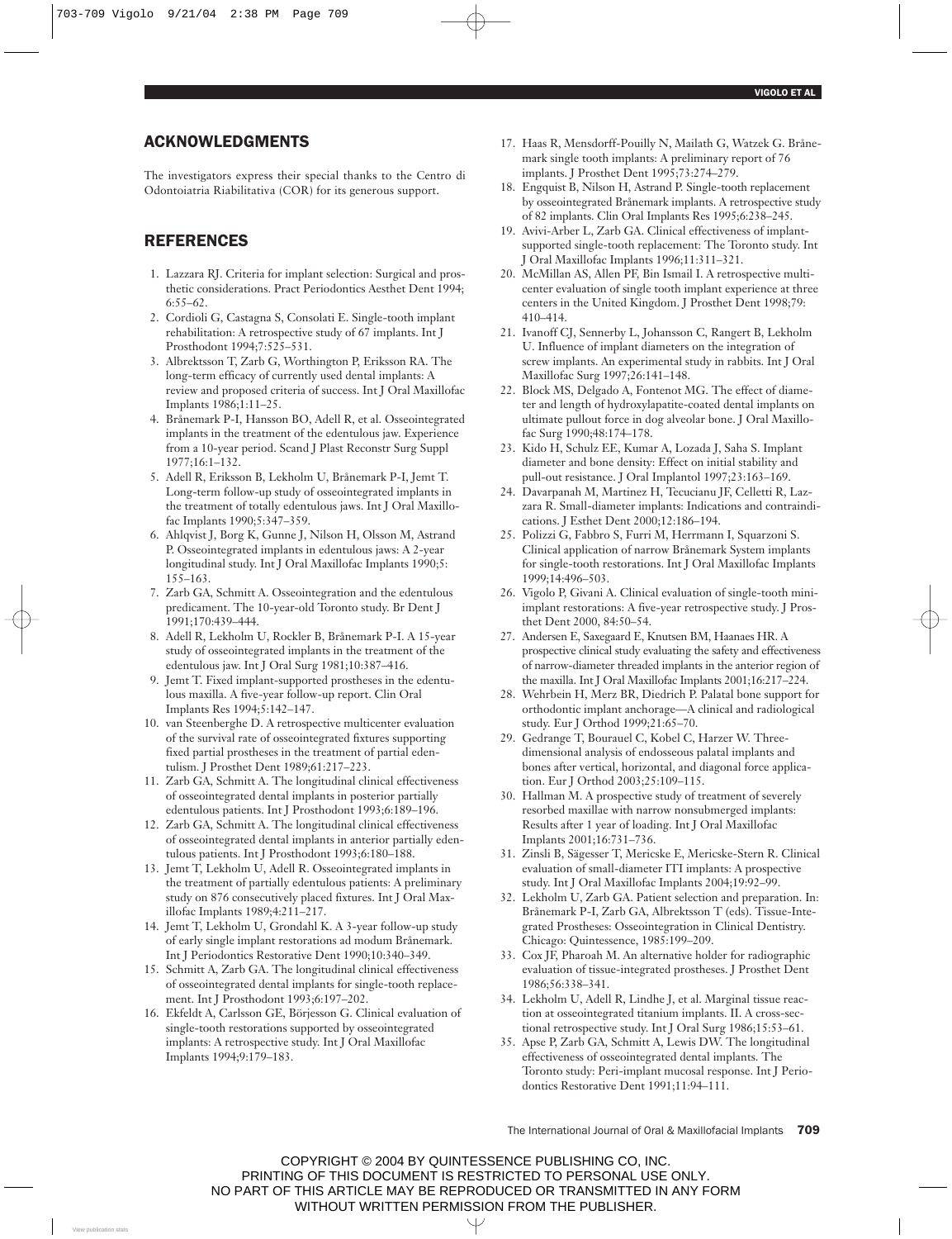## ACKNOWLEDGMENTS

The investigators express their special thanks to the Centro di Odontoiatria Riabilitativa (COR) for its generous support.

## REFERENCES

1. Lazzara RJ. Criteria for implant selection: Surgical and prosthetic considerations. Pract Periodontics Aesthet Dent 1994; 6:55–62.
2. Cordioli G, Castagna S, Consolati E. Single-tooth implant rehabilitation: A retrospective study of 67 implants. Int J Prosthodont 1994;7:525–531.
3. Albrektsson T, Zarb G, Worthington P, Eriksson RA. The long-term efficacy of currently used dental implants: A review and proposed criteria of success. Int J Oral Maxillofac Implants 1986;1:11–25.
4. Brånemark P-I, Hansson BO, Adell R, et al. Osseointegrated implants in the treatment of the edentulous jaw. Experience from a 10-year period. Scand J Plast Reconstr Surg Suppl 1977;16:1–132.
5. Adell R, Eriksson B, Lekholm U, Brånemark P-I, Jemt T. Long-term follow-up study of osseointegrated implants in the treatment of totally edentulous jaws. Int J Oral Maxillofac Implants 1990;5:347–359.
6. Ahlqvist J, Borg K, Gunne J, Nilson H, Olsson M, Astrand P. Osseointegrated implants in edentulous jaws: A 2-year longitudinal study. Int J Oral Maxillofac Implants 1990;5: 155–163.
7. Zarb GA, Schmitt A. Osseointegration and the edentulous predicament. The 10-year-old Toronto study. Br Dent J 1991;170:439–444.
8. Adell R, Lekholm U, Rockler B, Brånemark P-I. A 15-year study of osseointegrated implants in the treatment of the edentulous jaw. Int J Oral Surg 1981;10:387–416.
9. Jemt T. Fixed implant-supported prostheses in the edentulous maxilla. A five-year follow-up report. Clin Oral Implants Res 1994;5:142–147.
10. van Steenberghe D. A retrospective multicenter evaluation of the survival rate of osseointegrated fixtures supporting fixed partial prostheses in the treatment of partial edentulism. J Prosthet Dent 1989;61:217–223.
11. Zarb GA, Schmitt A. The longitudinal clinical effectiveness of osseointegrated dental implants in posterior partially edentulous patients. Int J Prosthodont 1993;6:189–196.
12. Zarb GA, Schmitt A. The longitudinal clinical effectiveness of osseointegrated dental implants in anterior partially edentulous patients. Int J Prosthodont 1993;6:180–188.
13. Jemt T, Lekholm U, Adell R. Osseointegrated implants in the treatment of partially edentulous patients: A preliminary study on 876 consecutively placed fixtures. Int J Oral Maxillofac Implants 1989;4:211–217.
14. Jemt T, Lekholm U, Grondahl K. A 3-year follow-up study of early single implant restorations ad modum Brånemark. Int J Periodontics Restorative Dent 1990;10:340–349.
15. Schmitt A, Zarb GA. The longitudinal clinical effectiveness of osseointegrated dental implants for single-tooth replacement. Int J Prosthodont 1993;6:197–202.
16. Ekfeldt A, Carlsson GE, Börjesson G. Clinical evaluation of single-tooth restorations supported by osseointegrated implants: A retrospective study. Int J Oral Maxillofac Implants 1994;9:179–183.
17. Haas R, Mensdorff-Pouilly N, Mailath G, Watzek G. Brånemark single tooth implants: A preliminary report of 76 implants. J Prosthet Dent 1995;73:274–279.
18. Engquist B, Nilson H, Astrand P. Single-tooth replacement by osseointegrated Brånemark implants. A retrospective study of 82 implants. Clin Oral Implants Res 1995;6:238–245.
19. Avivi-Arber L, Zarb GA. Clinical effectiveness of implant-supported single-tooth replacement: The Toronto study. Int J Oral Maxillofac Implants 1996;11:311–321.
20. McMillan AS, Allen PF, Bin Ismail I. A retrospective multicenter evaluation of single tooth implant experience at three centers in the United Kingdom. J Prosthet Dent 1998;79: 410–414.
21. Ivanoff CJ, Sennerby L, Johansson C, Rangert B, Lekholm U. Influence of implant diameters on the integration of screw implants. An experimental study in rabbits. Int J Oral Maxillofac Surg 1997;26:141–148.
22. Block MS, Delgado A, Fontenot MG. The effect of diameter and length of hydroxylapatite-coated dental implants on ultimate pullout force in dog alveolar bone. J Oral Maxillofac Surg 1990;48:174–178.
23. Kido H, Schulz EE, Kumar A, Lozada J, Saha S. Implant diameter and bone density: Effect on initial stability and pull-out resistance. J Oral Implantol 1997;23:163–169.
24. Davarpanah M, Martinez H, Tecucianu JF, Celletti R, Lazzara R. Small-diameter implants: Indications and contraindications. J Esthet Dent 2000;12:186–194.
25. Polizzi G, Fabbro S, Furri M, Herrmann I, Squarzoni S. Clinical application of narrow Brånemark System implants for single-tooth restorations. Int J Oral Maxillofac Implants 1999;14:496–503.
26. Vigolo P, Givani A. Clinical evaluation of single-tooth mini-implant restorations: A five-year retrospective study. J Prosthet Dent 2000, 84:50–54.
27. Andersen E, Saxegaard E, Knutsen BM, Haanaes HR. A prospective clinical study evaluating the safety and effectiveness of narrow-diameter threaded implants in the anterior region of the maxilla. Int J Oral Maxillofac Implants 2001;16:217–224.
28. Wehrbein H, Merz BR, Diedrich P. Palatal bone support for orthodontic implant anchorage—A clinical and radiological study. Eur J Orthod 1999;21:65–70.
29. Gedrange T, Bourauel C, Kobel C, Harzer W. Three-dimensional analysis of endosseous palatal implants and bones after vertical, horizontal, and diagonal force application. Eur J Orthod 2003;25:109–115.
30. Hallman M. A prospective study of treatment of severely resorbed maxillae with narrow nonsubmerged implants: Results after 1 year of loading. Int J Oral Maxillofac Implants 2001;16:731–736.
31. Zinsli B, Sägesser T, Mericske E, Mericske-Stern R. Clinical evaluation of small-diameter ITI implants: A prospective study. Int J Oral Maxillofac Implants 2004;19:92–99.
32. Lekholm U, Zarb GA. Patient selection and preparation. In: Brånemark P-I, Zarb GA, Albrektsson T (eds). Tissue-Integrated Prostheses: Osseointegration in Clinical Dentistry. Chicago: Quintessence, 1985:199–209.
33. Cox JF, Pharoah M. An alternative holder for radiographic evaluation of tissue-integrated prostheses. J Prosthet Dent 1986;56:338–341.
34. Lekholm U, Adell R, Lindhe J, et al. Marginal tissue reaction at osseointegrated titanium implants. II. A cross-sectional retrospective study. Int J Oral Surg 1986;15:53–61.
35. Apse P, Zarb GA, Schmitt A, Lewis DW. The longitudinal effectiveness of osseointegrated dental implants. The Toronto study: Peri-implant mucosal response. Int J Periodontics Restorative Dent 1991;11:94–111.

COPYRIGHT © 2004 BY QUINTESSENCE PUBLISHING CO, INC.
PRINTING OF THIS DOCUMENT IS RESTRICTED TO PERSONAL USE ONLY.
NO PART OF THIS ARTICLE MAY BE REPRODUCED OR TRANSMITTED IN ANY FORM WITHOUT WRITTEN PERMISSION FROM THE PUBLISHER.